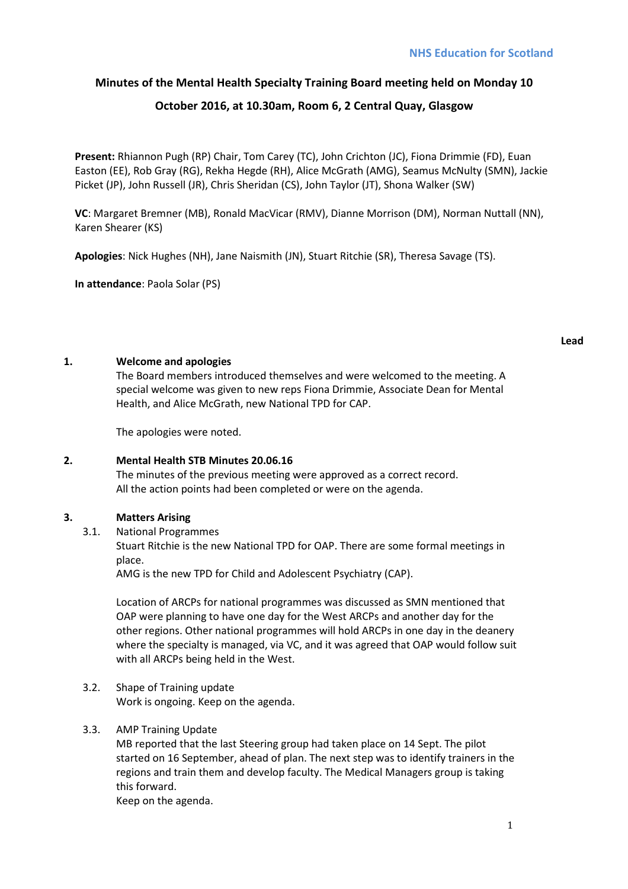NHS Education for Scotland

# Minutes of the Mental Health Specialty Training Board meeting held on Monday 10 October 2016, at 10.30am, Room 6, 2 Central Quay, Glasgow

**Present:** Rhiannon Pugh (RP) Chair, Tom Carey (TC), John Crichton (JC), Fiona Drimmie (FD), Euan Easton (EE), Rob Gray (RG), Rekha Hegde (RH), Alice McGrath (AMG), Seamus McNulty (SMN), Jackie Picket (JP), John Russell (JR), Chris Sheridan (CS), John Taylor (JT), Shona Walker (SW)

**VC**: Margaret Bremner (MB), Ronald MacVicar (RMV), Dianne Morrison (DM), Norman Nuttall (NN), Karen Shearer (KS)

**Apologies**: Nick Hughes (NH), Jane Naismith (JN), Stuart Ritchie (SR), Theresa Savage (TS).

**In attendance**: Paola Solar (PS)

**Lead**

**1. Welcome and apologies**

The Board members introduced themselves and were welcomed to the meeting. A special welcome was given to new reps Fiona Drimmie, Associate Dean for Mental Health, and Alice McGrath, new National TPD for CAP.

The apologies were noted.

**2. Mental Health STB Minutes 20.06.16**

The minutes of the previous meeting were approved as a correct record. All the action points had been completed or were on the agenda.

**3. Matters Arising**

3.1. National Programmes

Stuart Ritchie is the new National TPD for OAP. There are some formal meetings in place.
AMG is the new TPD for Child and Adolescent Psychiatry (CAP).

Location of ARCPs for national programmes was discussed as SMN mentioned that OAP were planning to have one day for the West ARCPs and another day for the other regions. Other national programmes will hold ARCPs in one day in the deanery where the specialty is managed, via VC, and it was agreed that OAP would follow suit with all ARCPs being held in the West.

3.2. Shape of Training update

Work is ongoing. Keep on the agenda.

3.3. AMP Training Update

MB reported that the last Steering group had taken place on 14 Sept. The pilot started on 16 September, ahead of plan. The next step was to identify trainers in the regions and train them and develop faculty. The Medical Managers group is taking this forward.
Keep on the agenda.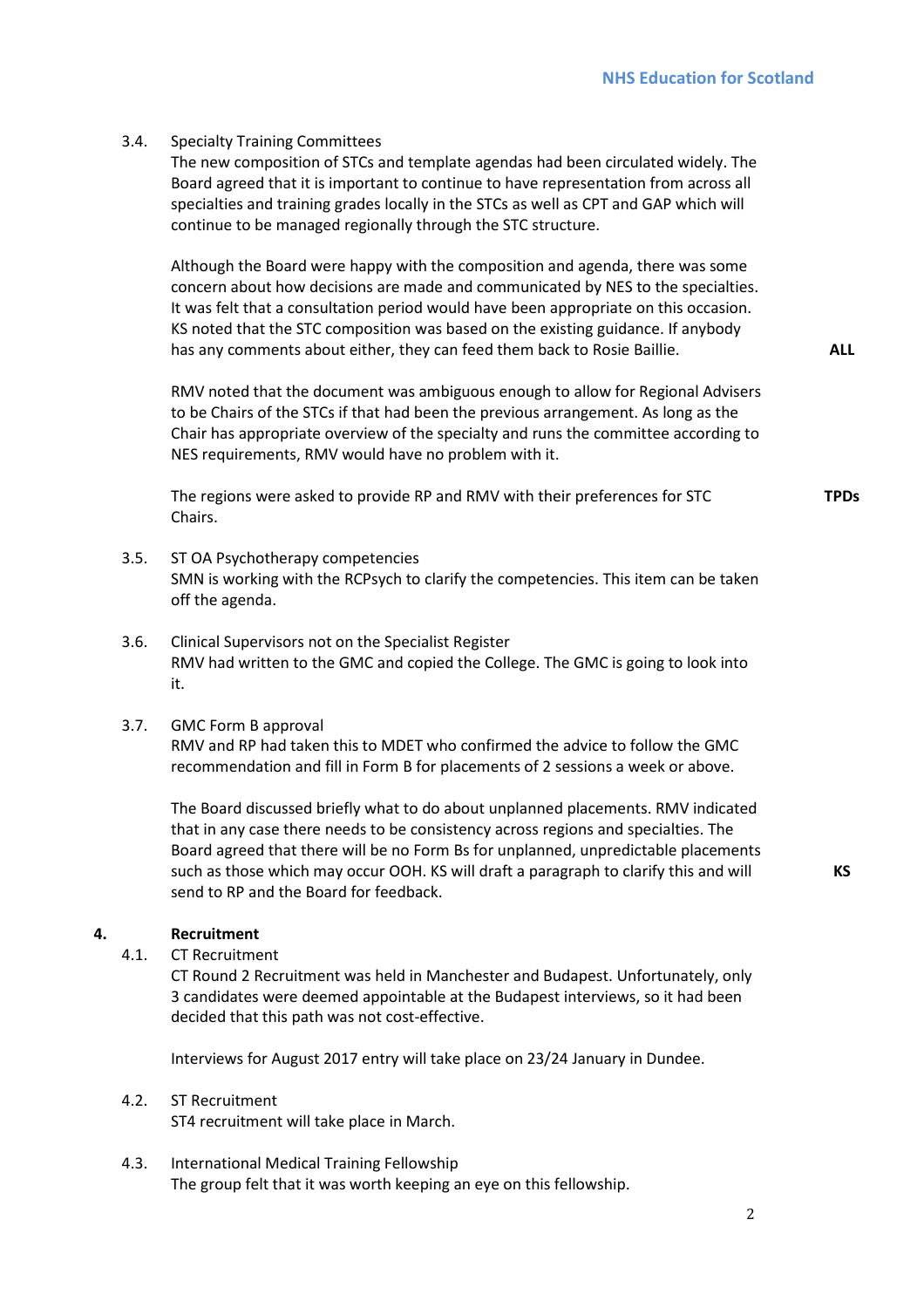3.4. Specialty Training Committees

The new composition of STCs and template agendas had been circulated widely. The Board agreed that it is important to continue to have representation from across all specialties and training grades locally in the STCs as well as CPT and GAP which will continue to be managed regionally through the STC structure.

Although the Board were happy with the composition and agenda, there was some concern about how decisions are made and communicated by NES to the specialties. It was felt that a consultation period would have been appropriate on this occasion. KS noted that the STC composition was based on the existing guidance. If anybody has any comments about either, they can feed them back to Rosie Baillie. **ALL**

RMV noted that the document was ambiguous enough to allow for Regional Advisers to be Chairs of the STCs if that had been the previous arrangement. As long as the Chair has appropriate overview of the specialty and runs the committee according to NES requirements, RMV would have no problem with it.

The regions were asked to provide RP and RMV with their preferences for STC Chairs. **TPDs**

3.5. ST OA Psychotherapy competencies

SMN is working with the RCPsych to clarify the competencies. This item can be taken off the agenda.

3.6. Clinical Supervisors not on the Specialist Register

RMV had written to the GMC and copied the College. The GMC is going to look into it.

3.7. GMC Form B approval

RMV and RP had taken this to MDET who confirmed the advice to follow the GMC recommendation and fill in Form B for placements of 2 sessions a week or above.

The Board discussed briefly what to do about unplanned placements. RMV indicated that in any case there needs to be consistency across regions and specialties. The Board agreed that there will be no Form Bs for unplanned, unpredictable placements such as those which may occur OOH. KS will draft a paragraph to clarify this and will send to RP and the Board for feedback. **KS**

## 4. Recruitment

4.1. CT Recruitment

CT Round 2 Recruitment was held in Manchester and Budapest. Unfortunately, only 3 candidates were deemed appointable at the Budapest interviews, so it had been decided that this path was not cost-effective.

Interviews for August 2017 entry will take place on 23/24 January in Dundee.

4.2. ST Recruitment

ST4 recruitment will take place in March.

4.3. International Medical Training Fellowship

The group felt that it was worth keeping an eye on this fellowship.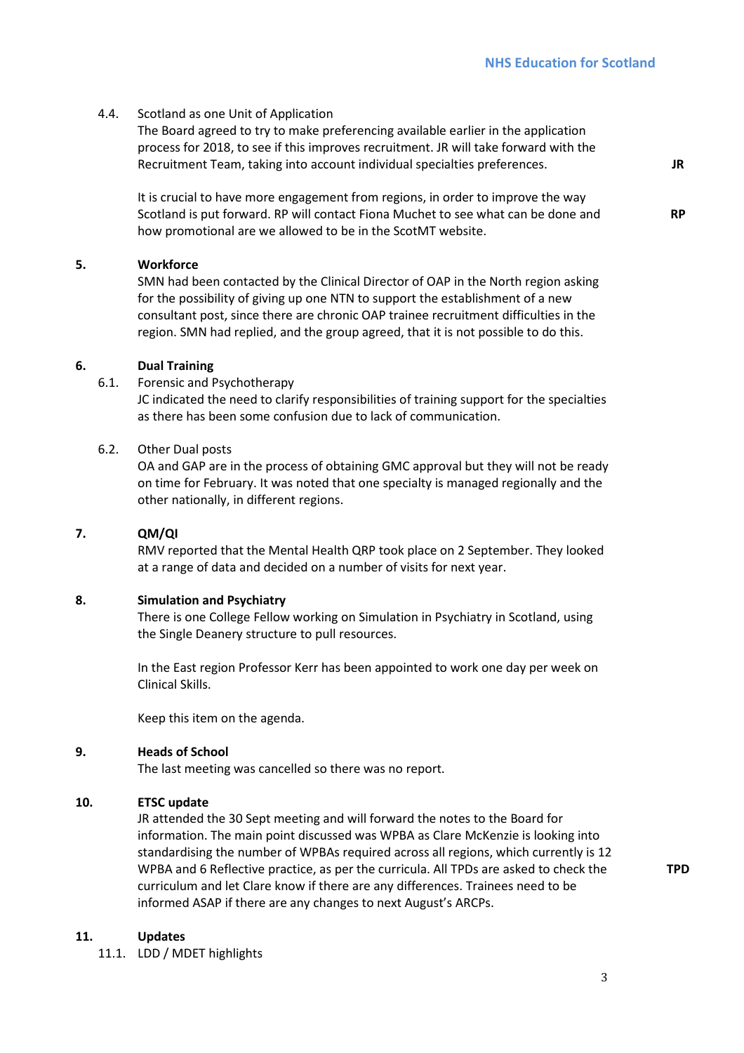4.4. Scotland as one Unit of Application

The Board agreed to try to make preferencing available earlier in the application process for 2018, to see if this improves recruitment. JR will take forward with the Recruitment Team, taking into account individual specialties preferences. **JR**

It is crucial to have more engagement from regions, in order to improve the way Scotland is put forward. RP will contact Fiona Muchet to see what can be done and how promotional are we allowed to be in the ScotMT website. **RP**

## 5. Workforce

SMN had been contacted by the Clinical Director of OAP in the North region asking for the possibility of giving up one NTN to support the establishment of a new consultant post, since there are chronic OAP trainee recruitment difficulties in the region. SMN had replied, and the group agreed, that it is not possible to do this.

## 6. Dual Training

6.1. Forensic and Psychotherapy

JC indicated the need to clarify responsibilities of training support for the specialties as there has been some confusion due to lack of communication.

6.2. Other Dual posts

OA and GAP are in the process of obtaining GMC approval but they will not be ready on time for February. It was noted that one specialty is managed regionally and the other nationally, in different regions.

## 7. QM/QI

RMV reported that the Mental Health QRP took place on 2 September. They looked at a range of data and decided on a number of visits for next year.

## 8. Simulation and Psychiatry

There is one College Fellow working on Simulation in Psychiatry in Scotland, using the Single Deanery structure to pull resources.

In the East region Professor Kerr has been appointed to work one day per week on Clinical Skills.

Keep this item on the agenda.

## 9. Heads of School

The last meeting was cancelled so there was no report.

## 10. ETSC update

JR attended the 30 Sept meeting and will forward the notes to the Board for information. The main point discussed was WPBA as Clare McKenzie is looking into standardising the number of WPBAs required across all regions, which currently is 12 WPBA and 6 Reflective practice, as per the curricula. All TPDs are asked to check the curriculum and let Clare know if there are any differences. Trainees need to be informed ASAP if there are any changes to next August's ARCPs. **TPD**

## 11. Updates

11.1. LDD / MDET highlights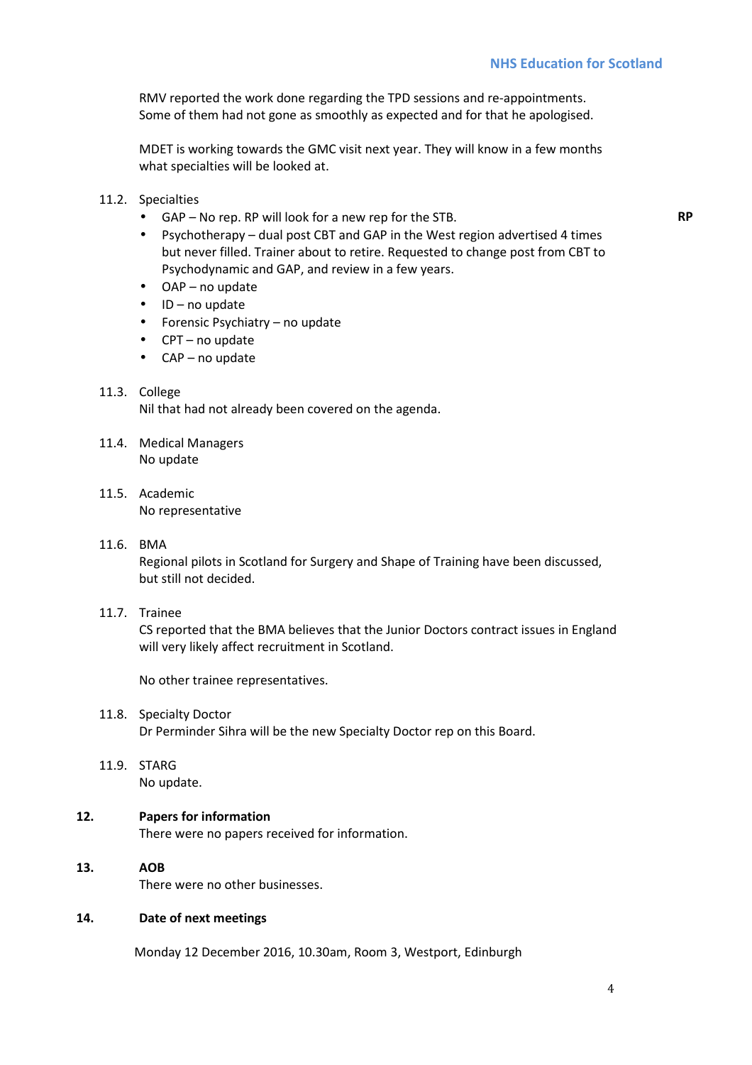RMV reported the work done regarding the TPD sessions and re-appointments. Some of them had not gone as smoothly as expected and for that he apologised.

MDET is working towards the GMC visit next year. They will know in a few months what specialties will be looked at.

11.2. Specialties

- GAP – No rep. RP will look for a new rep for the STB. **RP**
- Psychotherapy – dual post CBT and GAP in the West region advertised 4 times but never filled. Trainer about to retire. Requested to change post from CBT to Psychodynamic and GAP, and review in a few years.
- OAP – no update
- ID – no update
- Forensic Psychiatry – no update
- CPT – no update
- CAP – no update

11.3. College

Nil that had not already been covered on the agenda.

11.4. Medical Managers

No update

11.5. Academic

No representative

11.6. BMA

Regional pilots in Scotland for Surgery and Shape of Training have been discussed, but still not decided.

11.7. Trainee

CS reported that the BMA believes that the Junior Doctors contract issues in England will very likely affect recruitment in Scotland.

No other trainee representatives.

11.8. Specialty Doctor

Dr Perminder Sihra will be the new Specialty Doctor rep on this Board.

11.9. STARG

No update.

**12. Papers for information**

There were no papers received for information.

**13. AOB**

There were no other businesses.

**14. Date of next meetings**

Monday 12 December 2016, 10.30am, Room 3, Westport, Edinburgh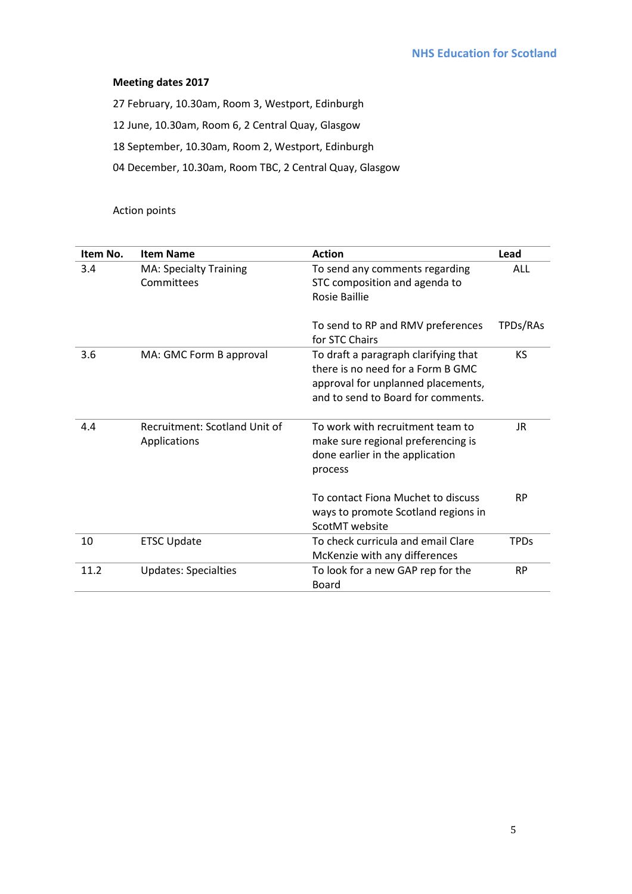**Meeting dates 2017**

27 February, 10.30am, Room 3, Westport, Edinburgh

12 June, 10.30am, Room 6, 2 Central Quay, Glasgow

18 September, 10.30am, Room 2, Westport, Edinburgh

04 December, 10.30am, Room TBC, 2 Central Quay, Glasgow

Action points

| Item No. | Item Name | Action | Lead |
|---|---|---|---|
| 3.4 | MA: Specialty Training Committees | To send any comments regarding STC composition and agenda to Rosie Baillie | ALL |
| | | To send to RP and RMV preferences for STC Chairs | TPDs/RAs |
| 3.6 | MA: GMC Form B approval | To draft a paragraph clarifying that there is no need for a Form B GMC approval for unplanned placements, and to send to Board for comments. | KS |
| 4.4 | Recruitment: Scotland Unit of Applications | To work with recruitment team to make sure regional preferencing is done earlier in the application process | JR |
| | | To contact Fiona Muchet to discuss ways to promote Scotland regions in ScotMT website | RP |
| 10 | ETSC Update | To check curricula and email Clare McKenzie with any differences | TPDs |
| 11.2 | Updates: Specialties | To look for a new GAP rep for the Board | RP |